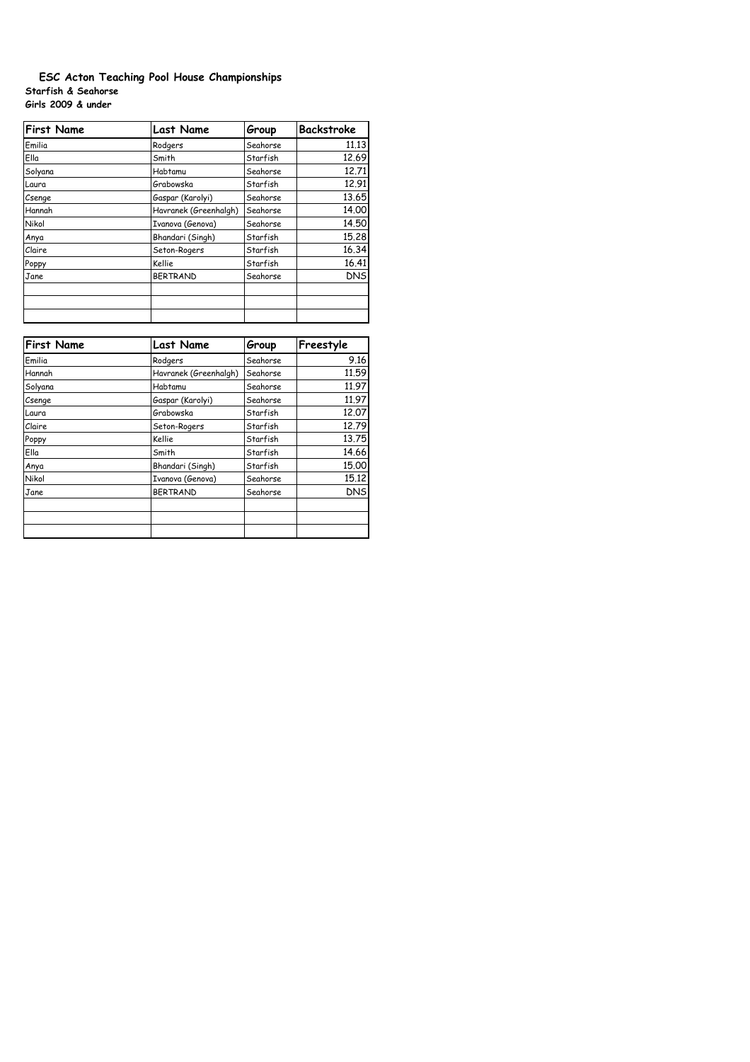## ESC Acton Teaching Pool House Championships

**Starfish & Seahorse**
**Girls 2009 & under**

| First Name | Last Name | Group | Backstroke |
|---|---|---|---|
| Emilia | Rodgers | Seahorse | 11.13 |
| Ella | Smith | Starfish | 12.69 |
| Solyana | Habtamu | Seahorse | 12.71 |
| Laura | Grabowska | Starfish | 12.91 |
| Csenge | Gaspar (Karolyi) | Seahorse | 13.65 |
| Hannah | Havranek (Greenhalgh) | Seahorse | 14.00 |
| Nikol | Ivanova (Genova) | Seahorse | 14.50 |
| Anya | Bhandari (Singh) | Starfish | 15.28 |
| Claire | Seton-Rogers | Starfish | 16.34 |
| Poppy | Kellie | Starfish | 16.41 |
| Jane | BERTRAND | Seahorse | DNS |
| | | | |
| | | | |
| | | | |

| First Name | Last Name | Group | Freestyle |
|---|---|---|---|
| Emilia | Rodgers | Seahorse | 9.16 |
| Hannah | Havranek (Greenhalgh) | Seahorse | 11.59 |
| Solyana | Habtamu | Seahorse | 11.97 |
| Csenge | Gaspar (Karolyi) | Seahorse | 11.97 |
| Laura | Grabowska | Starfish | 12.07 |
| Claire | Seton-Rogers | Starfish | 12.79 |
| Poppy | Kellie | Starfish | 13.75 |
| Ella | Smith | Starfish | 14.66 |
| Anya | Bhandari (Singh) | Starfish | 15.00 |
| Nikol | Ivanova (Genova) | Seahorse | 15.12 |
| Jane | BERTRAND | Seahorse | DNS |
| | | | |
| | | | |
| | | | |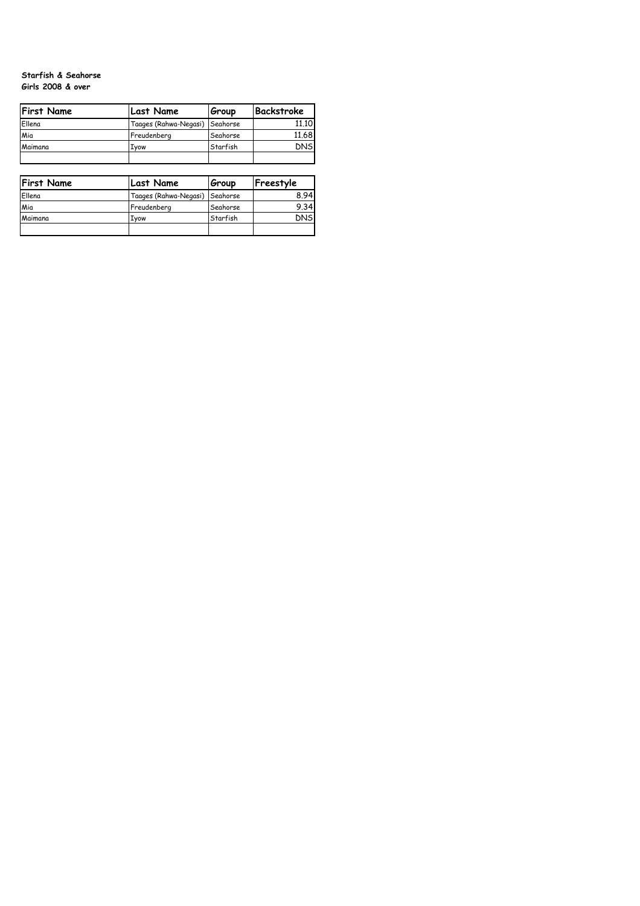**Starfish & Seahorse**
**Girls 2008 & over**

| First Name | Last Name | Group | Backstroke |
|---|---|---|---|
| Ellena | Taages (Rahwa-Negasi) | Seahorse | 11.10 |
| Mia | Freudenberg | Seahorse | 11.68 |
| Maimana | Iyow | Starfish | DNS |
| | | | |

| First Name | Last Name | Group | Freestyle |
|---|---|---|---|
| Ellena | Taages (Rahwa-Negasi) | Seahorse | 8.94 |
| Mia | Freudenberg | Seahorse | 9.34 |
| Maimana | Iyow | Starfish | DNS |
| | | | |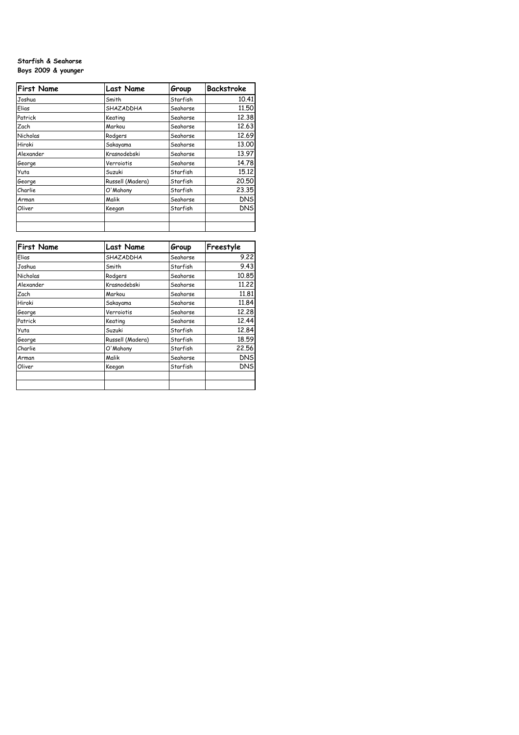**Starfish & Seahorse**
**Boys 2009 & younger**

| First Name | Last Name | Group | Backstroke |
|---|---|---|---|
| Joshua | Smith | Starfish | 10.41 |
| Elias | SHAZADDHA | Seahorse | 11.50 |
| Patrick | Keating | Seahorse | 12.38 |
| Zach | Markou | Seahorse | 12.63 |
| Nicholas | Rodgers | Seahorse | 12.69 |
| Hiroki | Sakayama | Seahorse | 13.00 |
| Alexander | Krasnodebski | Seahorse | 13.97 |
| George | Verroiotis | Seahorse | 14.78 |
| Yuta | Suzuki | Starfish | 15.12 |
| George | Russell (Madera) | Starfish | 20.50 |
| Charlie | O'Mahony | Starfish | 23.35 |
| Arman | Malik | Seahorse | DNS |
| Oliver | Keegan | Starfish | DNS |
| | | | |
| | | | |

| First Name | Last Name | Group | Freestyle |
|---|---|---|---|
| Elias | SHAZADDHA | Seahorse | 9.22 |
| Joshua | Smith | Starfish | 9.43 |
| Nicholas | Rodgers | Seahorse | 10.85 |
| Alexander | Krasnodebski | Seahorse | 11.22 |
| Zach | Markou | Seahorse | 11.81 |
| Hiroki | Sakayama | Seahorse | 11.84 |
| George | Verroiotis | Seahorse | 12.28 |
| Patrick | Keating | Seahorse | 12.44 |
| Yuta | Suzuki | Starfish | 12.84 |
| George | Russell (Madera) | Starfish | 18.59 |
| Charlie | O'Mahony | Starfish | 22.56 |
| Arman | Malik | Seahorse | DNS |
| Oliver | Keegan | Starfish | DNS |
| | | | |
| | | | |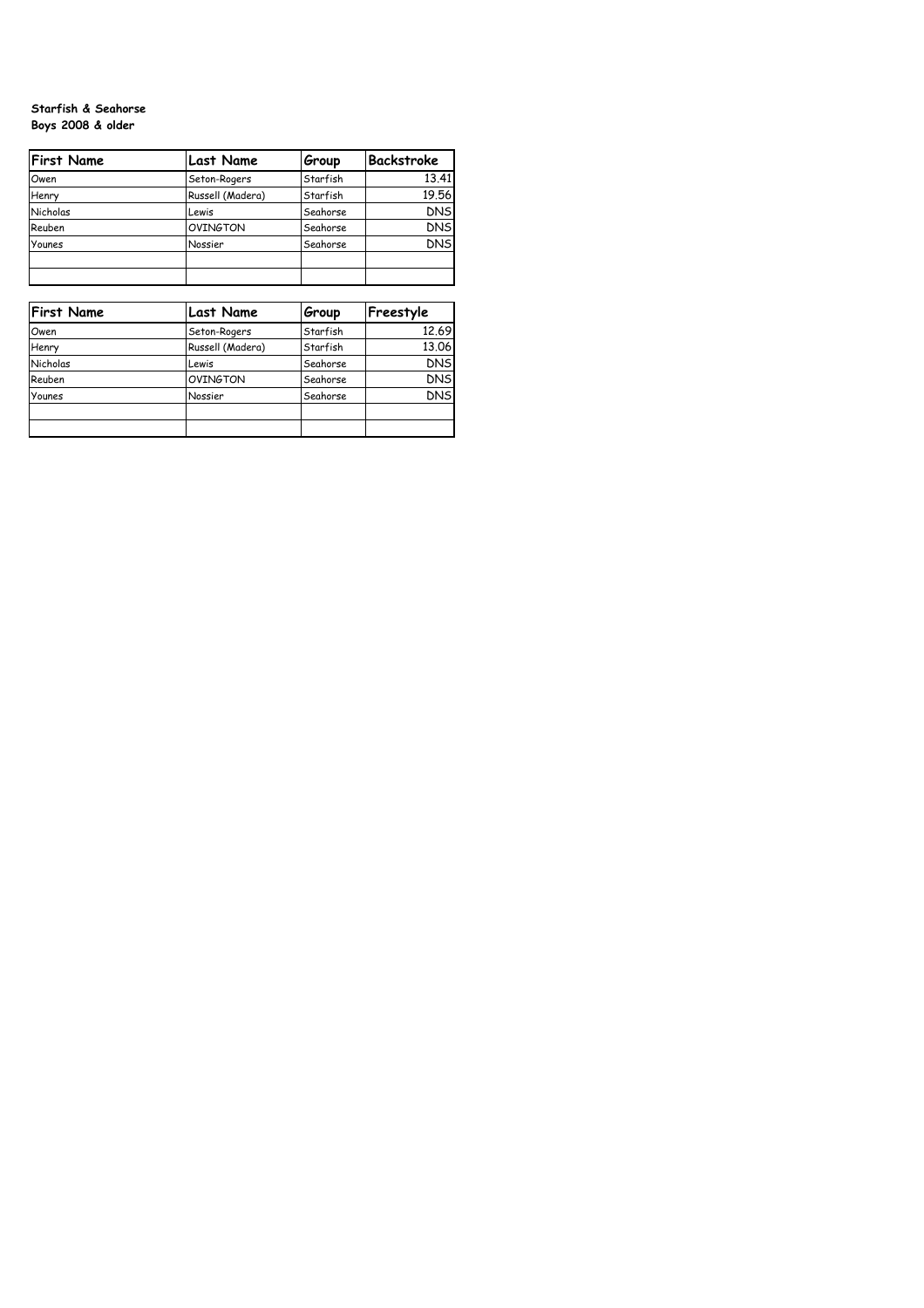**Starfish & Seahorse**
**Boys 2008 & older**

| First Name | Last Name | Group | Backstroke |
|---|---|---|---|
| Owen | Seton-Rogers | Starfish | 13.41 |
| Henry | Russell (Madera) | Starfish | 19.56 |
| Nicholas | Lewis | Seahorse | DNS |
| Reuben | OVINGTON | Seahorse | DNS |
| Younes | Nossier | Seahorse | DNS |
| | | | |
| | | | |

| First Name | Last Name | Group | Freestyle |
|---|---|---|---|
| Owen | Seton-Rogers | Starfish | 12.69 |
| Henry | Russell (Madera) | Starfish | 13.06 |
| Nicholas | Lewis | Seahorse | DNS |
| Reuben | OVINGTON | Seahorse | DNS |
| Younes | Nossier | Seahorse | DNS |
| | | | |
| | | | |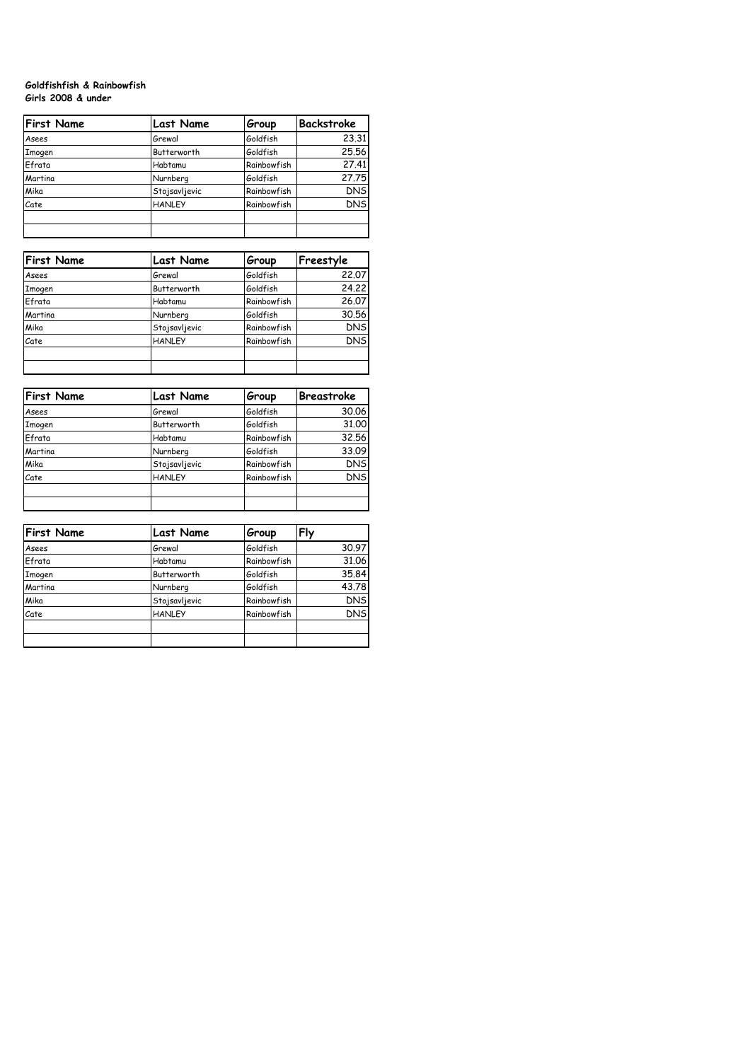**Goldfishfish & Rainbowfish**
**Girls 2008 & under**

| First Name | Last Name | Group | Backstroke |
|---|---|---|---|
| Asees | Grewal | Goldfish | 23.31 |
| Imogen | Butterworth | Goldfish | 25.56 |
| Efrata | Habtamu | Rainbowfish | 27.41 |
| Martina | Nurnberg | Goldfish | 27.75 |
| Mika | Stojsavljevic | Rainbowfish | DNS |
| Cate | HANLEY | Rainbowfish | DNS |
| | | | |
| | | | |

| First Name | Last Name | Group | Freestyle |
|---|---|---|---|
| Asees | Grewal | Goldfish | 22.07 |
| Imogen | Butterworth | Goldfish | 24.22 |
| Efrata | Habtamu | Rainbowfish | 26.07 |
| Martina | Nurnberg | Goldfish | 30.56 |
| Mika | Stojsavljevic | Rainbowfish | DNS |
| Cate | HANLEY | Rainbowfish | DNS |
| | | | |
| | | | |

| First Name | Last Name | Group | Breastroke |
|---|---|---|---|
| Asees | Grewal | Goldfish | 30.06 |
| Imogen | Butterworth | Goldfish | 31.00 |
| Efrata | Habtamu | Rainbowfish | 32.56 |
| Martina | Nurnberg | Goldfish | 33.09 |
| Mika | Stojsavljevic | Rainbowfish | DNS |
| Cate | HANLEY | Rainbowfish | DNS |
| | | | |
| | | | |

| First Name | Last Name | Group | Fly |
|---|---|---|---|
| Asees | Grewal | Goldfish | 30.97 |
| Efrata | Habtamu | Rainbowfish | 31.06 |
| Imogen | Butterworth | Goldfish | 35.84 |
| Martina | Nurnberg | Goldfish | 43.78 |
| Mika | Stojsavljevic | Rainbowfish | DNS |
| Cate | HANLEY | Rainbowfish | DNS |
| | | | |
| | | | |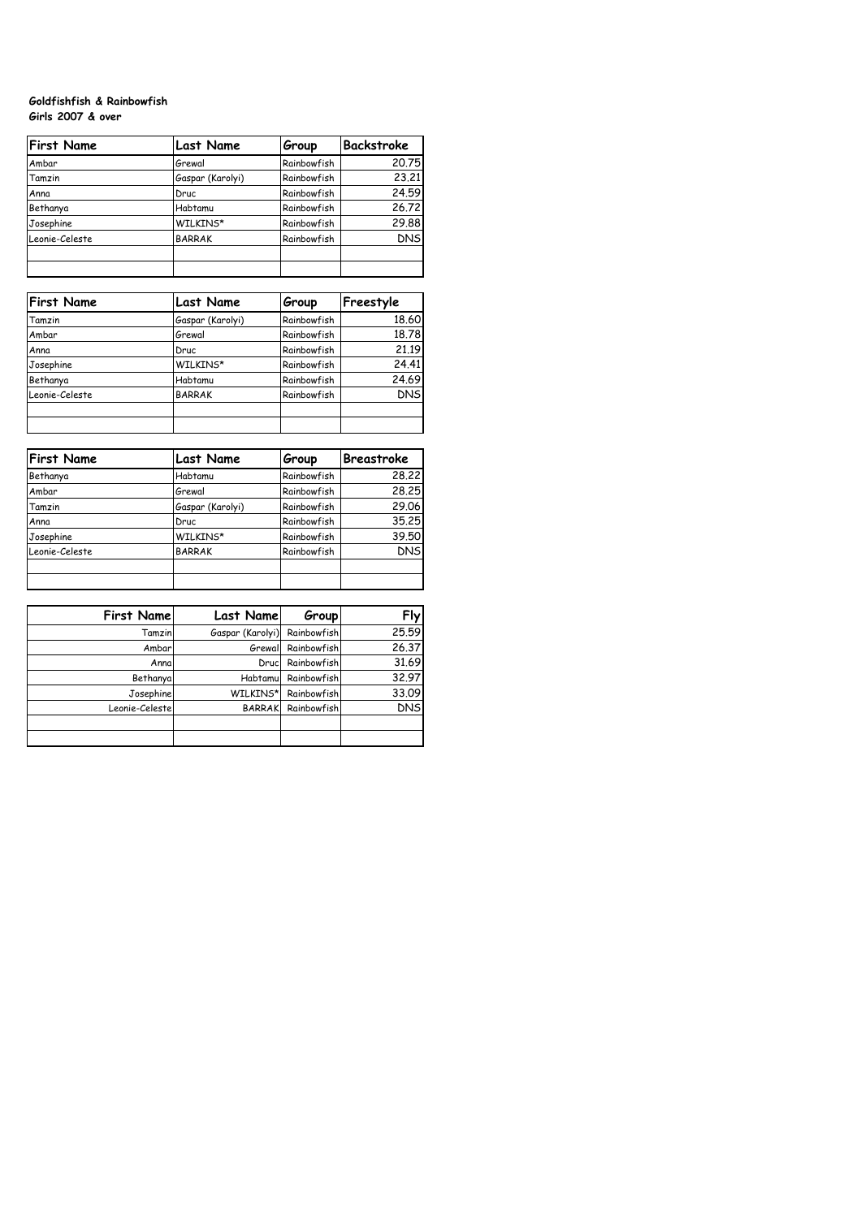**Goldfishfish & Rainbowfish**
**Girls 2007 & over**

| First Name | Last Name | Group | Backstroke |
|---|---|---|---|
| Ambar | Grewal | Rainbowfish | 20.75 |
| Tamzin | Gaspar (Karolyi) | Rainbowfish | 23.21 |
| Anna | Druc | Rainbowfish | 24.59 |
| Bethanya | Habtamu | Rainbowfish | 26.72 |
| Josephine | WILKINS* | Rainbowfish | 29.88 |
| Leonie-Celeste | BARRAK | Rainbowfish | DNS |
| | | | |
| | | | |

| First Name | Last Name | Group | Freestyle |
|---|---|---|---|
| Tamzin | Gaspar (Karolyi) | Rainbowfish | 18.60 |
| Ambar | Grewal | Rainbowfish | 18.78 |
| Anna | Druc | Rainbowfish | 21.19 |
| Josephine | WILKINS* | Rainbowfish | 24.41 |
| Bethanya | Habtamu | Rainbowfish | 24.69 |
| Leonie-Celeste | BARRAK | Rainbowfish | DNS |
| | | | |
| | | | |

| First Name | Last Name | Group | Breastroke |
|---|---|---|---|
| Bethanya | Habtamu | Rainbowfish | 28.22 |
| Ambar | Grewal | Rainbowfish | 28.25 |
| Tamzin | Gaspar (Karolyi) | Rainbowfish | 29.06 |
| Anna | Druc | Rainbowfish | 35.25 |
| Josephine | WILKINS* | Rainbowfish | 39.50 |
| Leonie-Celeste | BARRAK | Rainbowfish | DNS |
| | | | |
| | | | |

| First Name | Last Name | Group | Fly |
|---|---|---|---|
| Tamzin | Gaspar (Karolyi) | Rainbowfish | 25.59 |
| Ambar | Grewal | Rainbowfish | 26.37 |
| Anna | Druc | Rainbowfish | 31.69 |
| Bethanya | Habtamu | Rainbowfish | 32.97 |
| Josephine | WILKINS* | Rainbowfish | 33.09 |
| Leonie-Celeste | BARRAK | Rainbowfish | DNS |
| | | | |
| | | | |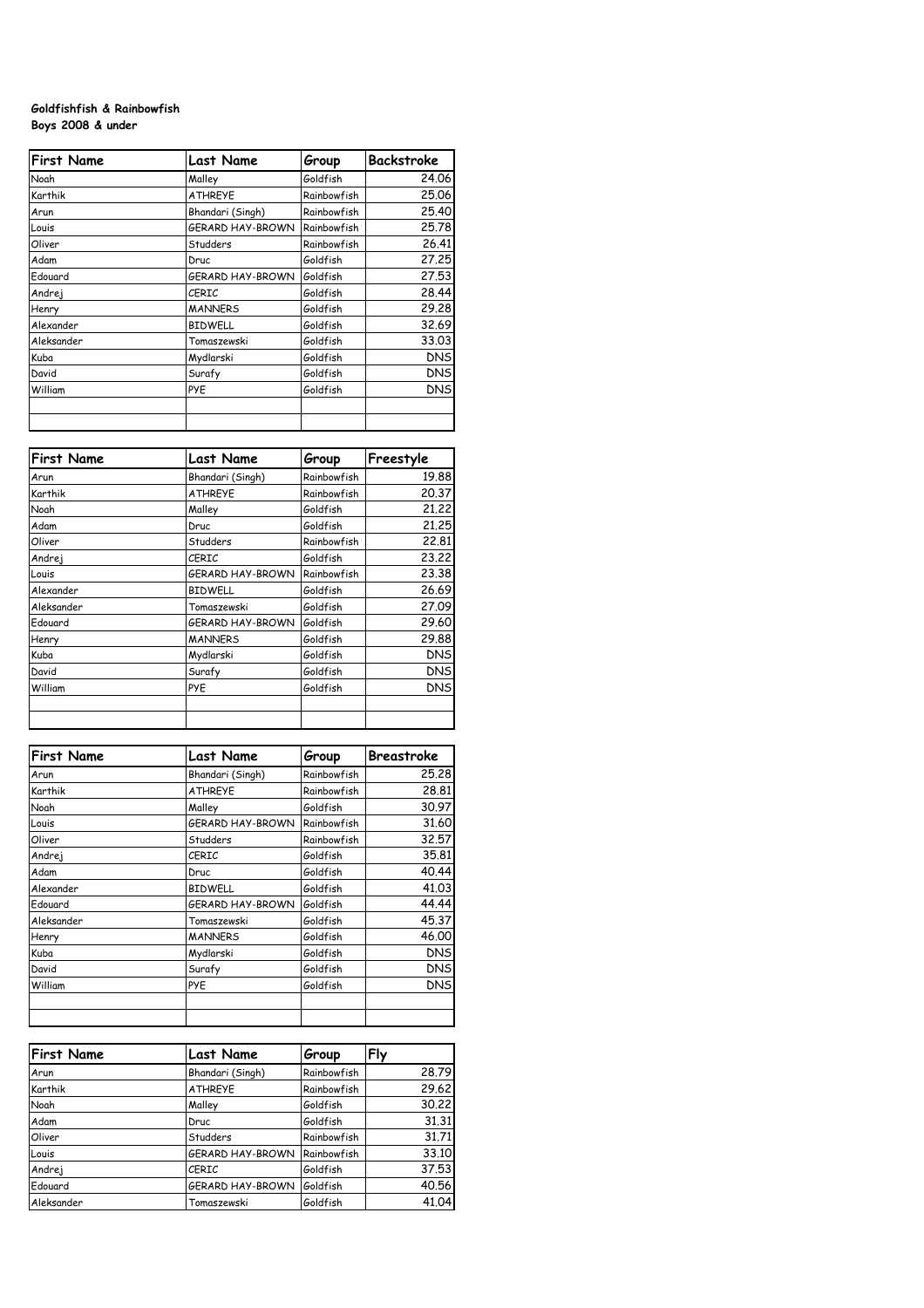**Goldfishfish & Rainbowfish**
**Boys 2008 & under**

| First Name | Last Name | Group | Backstroke |
|---|---|---|---|
| Noah | Malley | Goldfish | 24.06 |
| Karthik | ATHREYE | Rainbowfish | 25.06 |
| Arun | Bhandari (Singh) | Rainbowfish | 25.40 |
| Louis | GERARD HAY-BROWN | Rainbowfish | 25.78 |
| Oliver | Studders | Rainbowfish | 26.41 |
| Adam | Druc | Goldfish | 27.25 |
| Edouard | GERARD HAY-BROWN | Goldfish | 27.53 |
| Andrej | CERIC | Goldfish | 28.44 |
| Henry | MANNERS | Goldfish | 29.28 |
| Alexander | BIDWELL | Goldfish | 32.69 |
| Aleksander | Tomaszewski | Goldfish | 33.03 |
| Kuba | Mydlarski | Goldfish | DNS |
| David | Surafy | Goldfish | DNS |
| William | PYE | Goldfish | DNS |
| | | | |
| | | | |

| First Name | Last Name | Group | Freestyle |
|---|---|---|---|
| Arun | Bhandari (Singh) | Rainbowfish | 19.88 |
| Karthik | ATHREYE | Rainbowfish | 20.37 |
| Noah | Malley | Goldfish | 21.22 |
| Adam | Druc | Goldfish | 21.25 |
| Oliver | Studders | Rainbowfish | 22.81 |
| Andrej | CERIC | Goldfish | 23.22 |
| Louis | GERARD HAY-BROWN | Rainbowfish | 23.38 |
| Alexander | BIDWELL | Goldfish | 26.69 |
| Aleksander | Tomaszewski | Goldfish | 27.09 |
| Edouard | GERARD HAY-BROWN | Goldfish | 29.60 |
| Henry | MANNERS | Goldfish | 29.88 |
| Kuba | Mydlarski | Goldfish | DNS |
| David | Surafy | Goldfish | DNS |
| William | PYE | Goldfish | DNS |
| | | | |
| | | | |

| First Name | Last Name | Group | Breastroke |
|---|---|---|---|
| Arun | Bhandari (Singh) | Rainbowfish | 25.28 |
| Karthik | ATHREYE | Rainbowfish | 28.81 |
| Noah | Malley | Goldfish | 30.97 |
| Louis | GERARD HAY-BROWN | Rainbowfish | 31.60 |
| Oliver | Studders | Rainbowfish | 32.57 |
| Andrej | CERIC | Goldfish | 35.81 |
| Adam | Druc | Goldfish | 40.44 |
| Alexander | BIDWELL | Goldfish | 41.03 |
| Edouard | GERARD HAY-BROWN | Goldfish | 44.44 |
| Aleksander | Tomaszewski | Goldfish | 45.37 |
| Henry | MANNERS | Goldfish | 46.00 |
| Kuba | Mydlarski | Goldfish | DNS |
| David | Surafy | Goldfish | DNS |
| William | PYE | Goldfish | DNS |
| | | | |
| | | | |

| First Name | Last Name | Group | Fly |
|---|---|---|---|
| Arun | Bhandari (Singh) | Rainbowfish | 28.79 |
| Karthik | ATHREYE | Rainbowfish | 29.62 |
| Noah | Malley | Goldfish | 30.22 |
| Adam | Druc | Goldfish | 31.31 |
| Oliver | Studders | Rainbowfish | 31.71 |
| Louis | GERARD HAY-BROWN | Rainbowfish | 33.10 |
| Andrej | CERIC | Goldfish | 37.53 |
| Edouard | GERARD HAY-BROWN | Goldfish | 40.56 |
| Aleksander | Tomaszewski | Goldfish | 41.04 |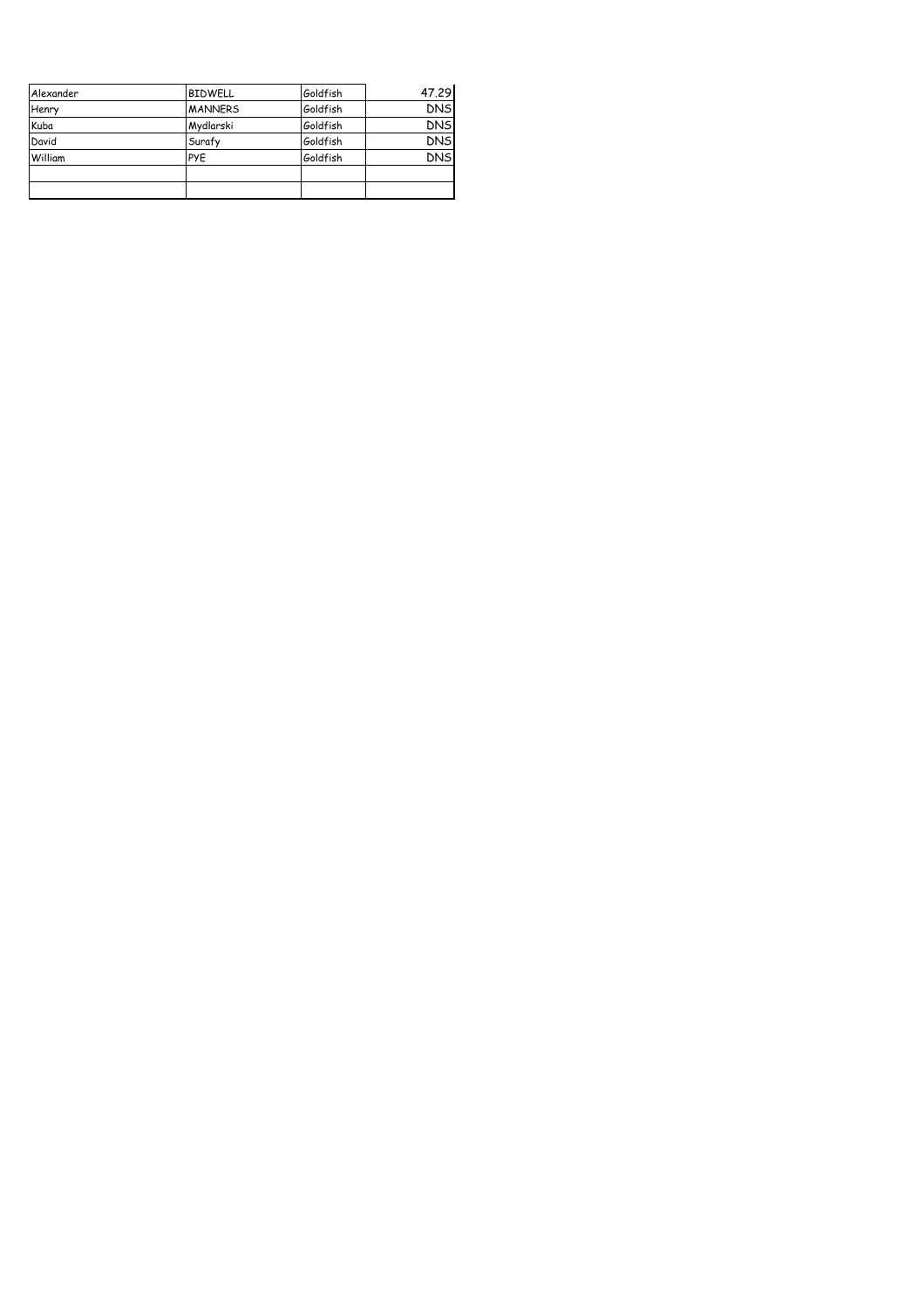| Alexander | BIDWELL | Goldfish | 47.29 |
|---|---|---|---|
| Henry | MANNERS | Goldfish | DNS |
| Kuba | Mydlarski | Goldfish | DNS |
| David | Surafy | Goldfish | DNS |
| William | PYE | Goldfish | DNS |
| | | | |
| | | | |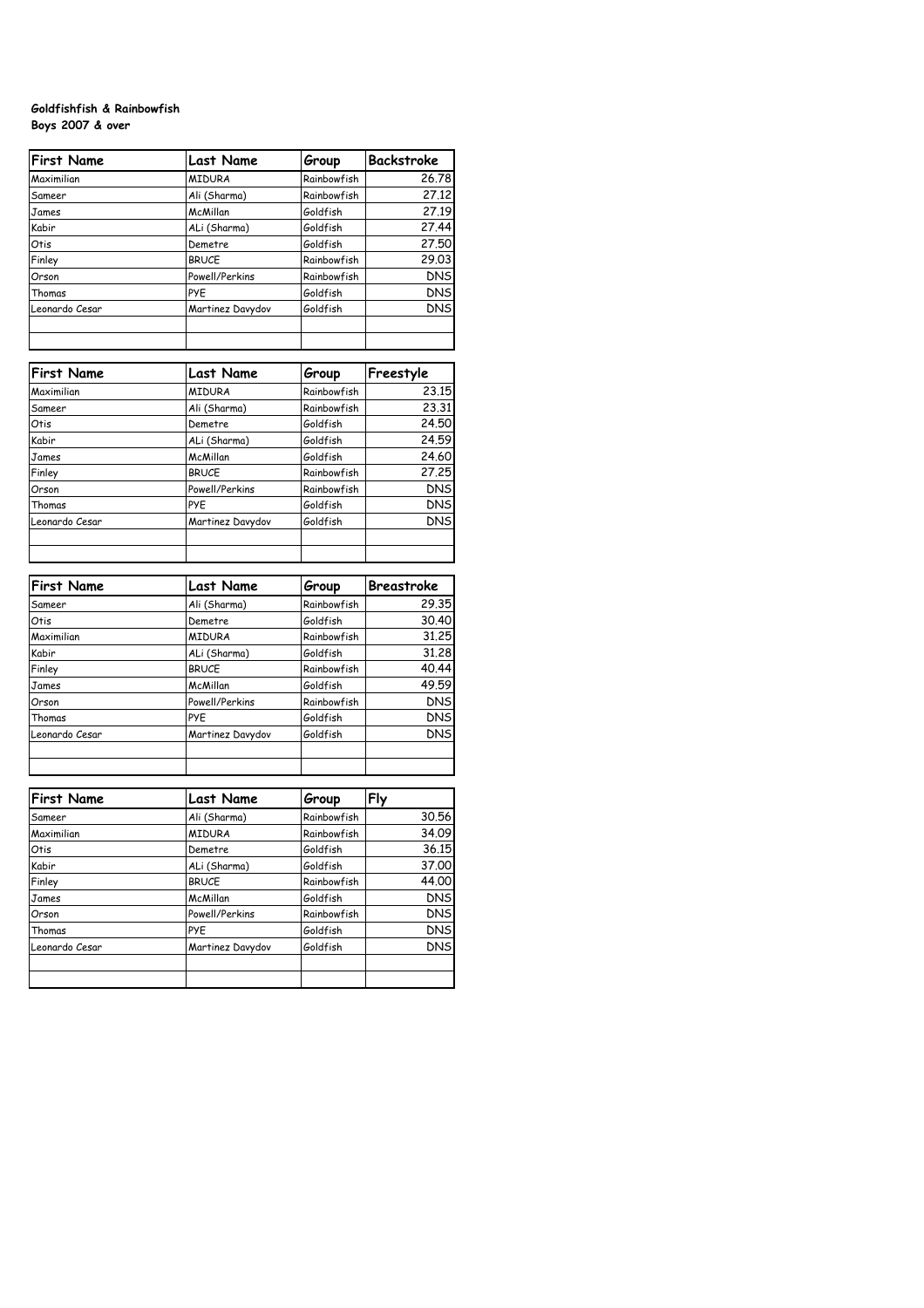**Goldfishfish & Rainbowfish**
**Boys 2007 & over**

| First Name | Last Name | Group | Backstroke |
|---|---|---|---|
| Maximilian | MIDURA | Rainbowfish | 26.78 |
| Sameer | Ali (Sharma) | Rainbowfish | 27.12 |
| James | McMillan | Goldfish | 27.19 |
| Kabir | ALi (Sharma) | Goldfish | 27.44 |
| Otis | Demetre | Goldfish | 27.50 |
| Finley | BRUCE | Rainbowfish | 29.03 |
| Orson | Powell/Perkins | Rainbowfish | DNS |
| Thomas | PYE | Goldfish | DNS |
| Leonardo Cesar | Martinez Davydov | Goldfish | DNS |
| | | | |
| | | | |

| First Name | Last Name | Group | Freestyle |
|---|---|---|---|
| Maximilian | MIDURA | Rainbowfish | 23.15 |
| Sameer | Ali (Sharma) | Rainbowfish | 23.31 |
| Otis | Demetre | Goldfish | 24.50 |
| Kabir | ALi (Sharma) | Goldfish | 24.59 |
| James | McMillan | Goldfish | 24.60 |
| Finley | BRUCE | Rainbowfish | 27.25 |
| Orson | Powell/Perkins | Rainbowfish | DNS |
| Thomas | PYE | Goldfish | DNS |
| Leonardo Cesar | Martinez Davydov | Goldfish | DNS |
| | | | |
| | | | |

| First Name | Last Name | Group | Breastroke |
|---|---|---|---|
| Sameer | Ali (Sharma) | Rainbowfish | 29.35 |
| Otis | Demetre | Goldfish | 30.40 |
| Maximilian | MIDURA | Rainbowfish | 31.25 |
| Kabir | ALi (Sharma) | Goldfish | 31.28 |
| Finley | BRUCE | Rainbowfish | 40.44 |
| James | McMillan | Goldfish | 49.59 |
| Orson | Powell/Perkins | Rainbowfish | DNS |
| Thomas | PYE | Goldfish | DNS |
| Leonardo Cesar | Martinez Davydov | Goldfish | DNS |
| | | | |
| | | | |

| First Name | Last Name | Group | Fly |
|---|---|---|---|
| Sameer | Ali (Sharma) | Rainbowfish | 30.56 |
| Maximilian | MIDURA | Rainbowfish | 34.09 |
| Otis | Demetre | Goldfish | 36.15 |
| Kabir | ALi (Sharma) | Goldfish | 37.00 |
| Finley | BRUCE | Rainbowfish | 44.00 |
| James | McMillan | Goldfish | DNS |
| Orson | Powell/Perkins | Rainbowfish | DNS |
| Thomas | PYE | Goldfish | DNS |
| Leonardo Cesar | Martinez Davydov | Goldfish | DNS |
| | | | |
| | | | |